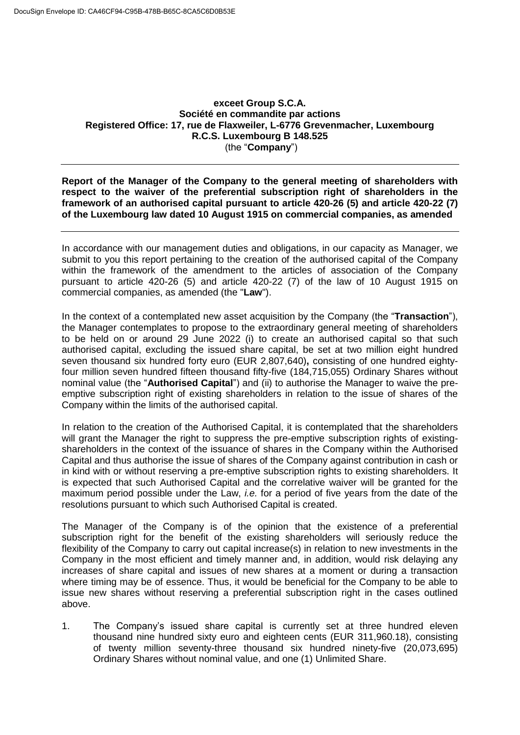**exceet Group S.C.A.**
**Société en commandite par actions**
**Registered Office: 17, rue de Flaxweiler, L-6776 Grevenmacher, Luxembourg**
**R.C.S. Luxembourg B 148.525**
(the "**Company**")

---

**Report of the Manager of the Company to the general meeting of shareholders with respect to the waiver of the preferential subscription right of shareholders in the framework of an authorised capital pursuant to article 420-26 (5) and article 420-22 (7) of the Luxembourg law dated 10 August 1915 on commercial companies, as amended**

---

In accordance with our management duties and obligations, in our capacity as Manager, we submit to you this report pertaining to the creation of the authorised capital of the Company within the framework of the amendment to the articles of association of the Company pursuant to article 420-26 (5) and article 420-22 (7) of the law of 10 August 1915 on commercial companies, as amended (the "**Law**").

In the context of a contemplated new asset acquisition by the Company (the "**Transaction**"), the Manager contemplates to propose to the extraordinary general meeting of shareholders to be held on or around 29 June 2022 (i) to create an authorised capital so that such authorised capital, excluding the issued share capital, be set at two million eight hundred seven thousand six hundred forty euro (EUR 2,807,640)**,** consisting of one hundred eighty-four million seven hundred fifteen thousand fifty-five (184,715,055) Ordinary Shares without nominal value (the "**Authorised Capital**") and (ii) to authorise the Manager to waive the pre-emptive subscription right of existing shareholders in relation to the issue of shares of the Company within the limits of the authorised capital.

In relation to the creation of the Authorised Capital, it is contemplated that the shareholders will grant the Manager the right to suppress the pre-emptive subscription rights of existing-shareholders in the context of the issuance of shares in the Company within the Authorised Capital and thus authorise the issue of shares of the Company against contribution in cash or in kind with or without reserving a pre-emptive subscription rights to existing shareholders. It is expected that such Authorised Capital and the correlative waiver will be granted for the maximum period possible under the Law, *i.e.* for a period of five years from the date of the resolutions pursuant to which such Authorised Capital is created.

The Manager of the Company is of the opinion that the existence of a preferential subscription right for the benefit of the existing shareholders will seriously reduce the flexibility of the Company to carry out capital increase(s) in relation to new investments in the Company in the most efficient and timely manner and, in addition, would risk delaying any increases of share capital and issues of new shares at a moment or during a transaction where timing may be of essence. Thus, it would be beneficial for the Company to be able to issue new shares without reserving a preferential subscription right in the cases outlined above.

1. The Company's issued share capital is currently set at three hundred eleven thousand nine hundred sixty euro and eighteen cents (EUR 311,960.18), consisting of twenty million seventy-three thousand six hundred ninety-five (20,073,695) Ordinary Shares without nominal value, and one (1) Unlimited Share.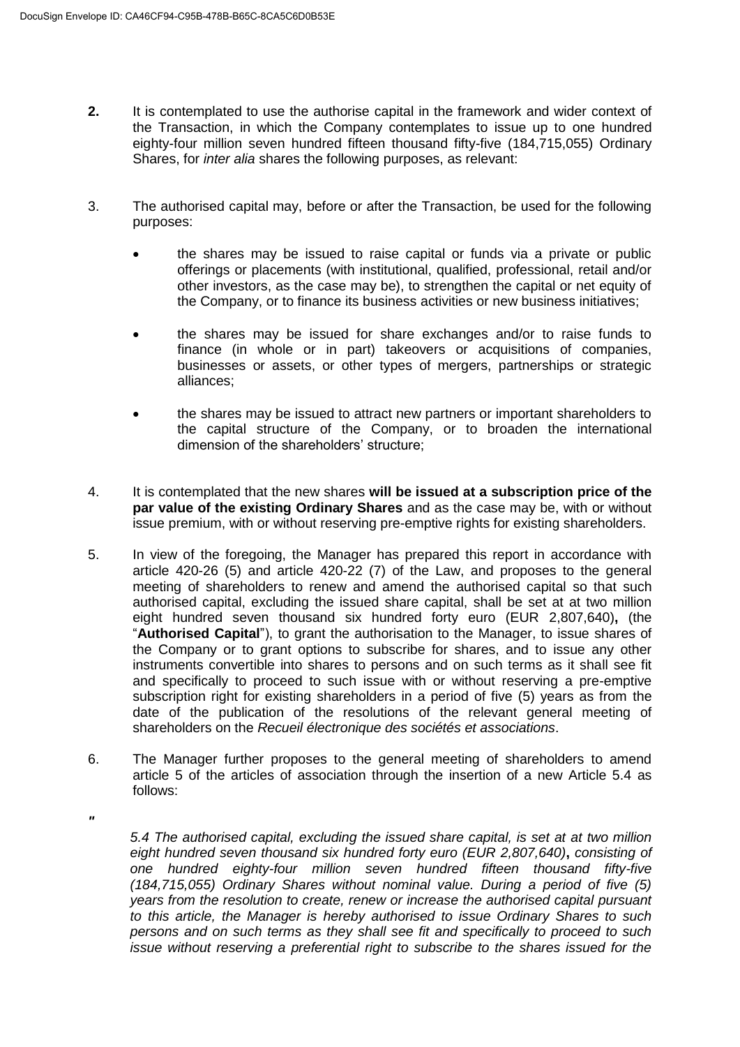**2.** It is contemplated to use the authorise capital in the framework and wider context of the Transaction, in which the Company contemplates to issue up to one hundred eighty-four million seven hundred fifteen thousand fifty-five (184,715,055) Ordinary Shares, for *inter alia* shares the following purposes, as relevant:

3. The authorised capital may, before or after the Transaction, be used for the following purposes:

- the shares may be issued to raise capital or funds via a private or public offerings or placements (with institutional, qualified, professional, retail and/or other investors, as the case may be), to strengthen the capital or net equity of the Company, or to finance its business activities or new business initiatives;

- the shares may be issued for share exchanges and/or to raise funds to finance (in whole or in part) takeovers or acquisitions of companies, businesses or assets, or other types of mergers, partnerships or strategic alliances;

- the shares may be issued to attract new partners or important shareholders to the capital structure of the Company, or to broaden the international dimension of the shareholders' structure;

4. It is contemplated that the new shares **will be issued at a subscription price of the par value of the existing Ordinary Shares** and as the case may be, with or without issue premium, with or without reserving pre-emptive rights for existing shareholders.

5. In view of the foregoing, the Manager has prepared this report in accordance with article 420-26 (5) and article 420-22 (7) of the Law, and proposes to the general meeting of shareholders to renew and amend the authorised capital so that such authorised capital, excluding the issued share capital, shall be set at at two million eight hundred seven thousand six hundred forty euro (EUR 2,807,640)**,** (the "**Authorised Capital**"), to grant the authorisation to the Manager, to issue shares of the Company or to grant options to subscribe for shares, and to issue any other instruments convertible into shares to persons and on such terms as it shall see fit and specifically to proceed to such issue with or without reserving a pre-emptive subscription right for existing shareholders in a period of five (5) years as from the date of the publication of the resolutions of the relevant general meeting of shareholders on the *Recueil électronique des sociétés et associations*.

6. The Manager further proposes to the general meeting of shareholders to amend article 5 of the articles of association through the insertion of a new Article 5.4 as follows:

"

*5.4 The authorised capital, excluding the issued share capital, is set at at two million eight hundred seven thousand six hundred forty euro (EUR 2,807,640)***,** *consisting of one hundred eighty-four million seven hundred fifteen thousand fifty-five (184,715,055) Ordinary Shares without nominal value. During a period of five (5) years from the resolution to create, renew or increase the authorised capital pursuant to this article, the Manager is hereby authorised to issue Ordinary Shares to such persons and on such terms as they shall see fit and specifically to proceed to such issue without reserving a preferential right to subscribe to the shares issued for the*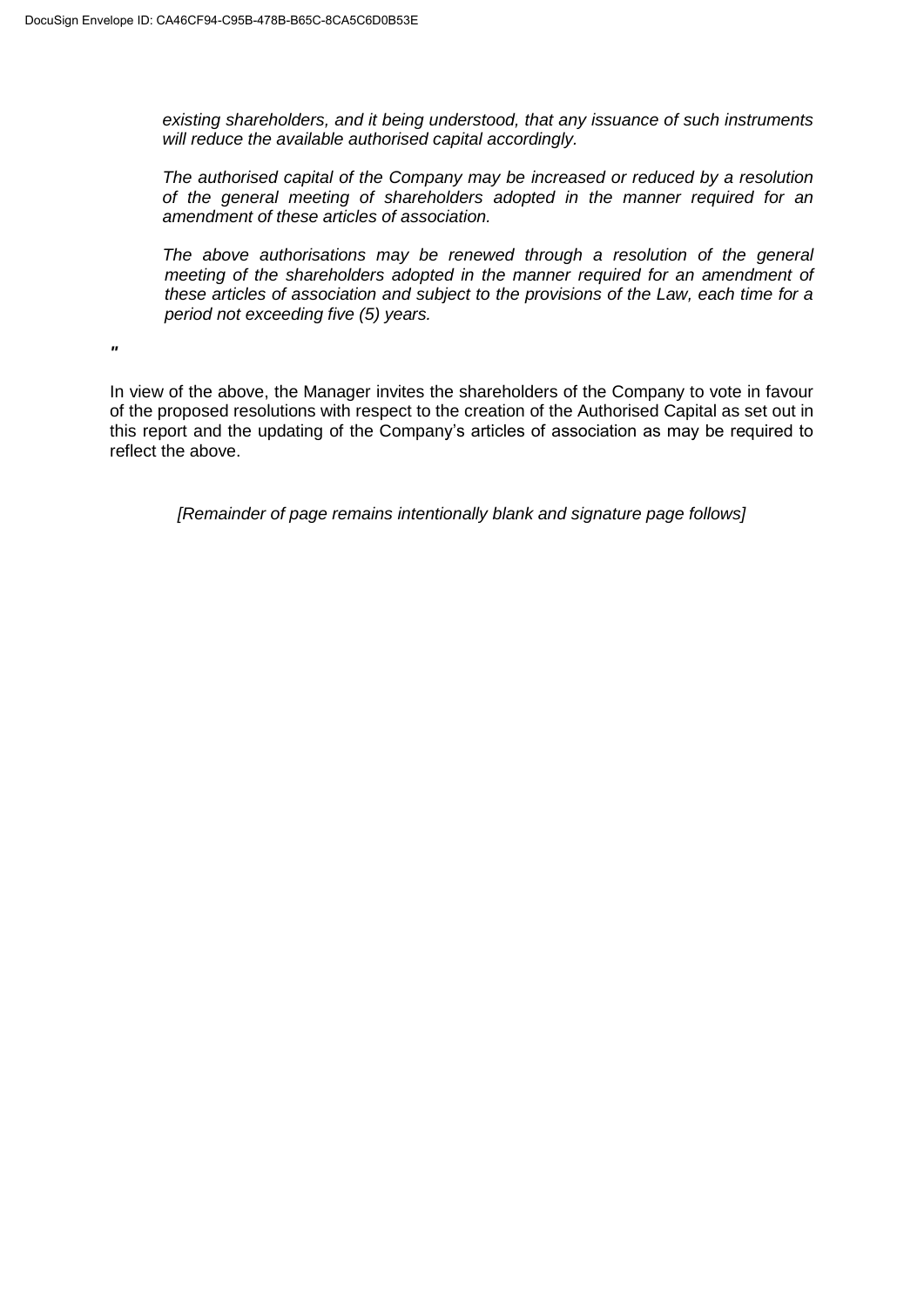*existing shareholders, and it being understood, that any issuance of such instruments will reduce the available authorised capital accordingly.*

*The authorised capital of the Company may be increased or reduced by a resolution of the general meeting of shareholders adopted in the manner required for an amendment of these articles of association.*

*The above authorisations may be renewed through a resolution of the general meeting of the shareholders adopted in the manner required for an amendment of these articles of association and subject to the provisions of the Law, each time for a period not exceeding five (5) years.*

"

In view of the above, the Manager invites the shareholders of the Company to vote in favour of the proposed resolutions with respect to the creation of the Authorised Capital as set out in this report and the updating of the Company's articles of association as may be required to reflect the above.

*[Remainder of page remains intentionally blank and signature page follows]*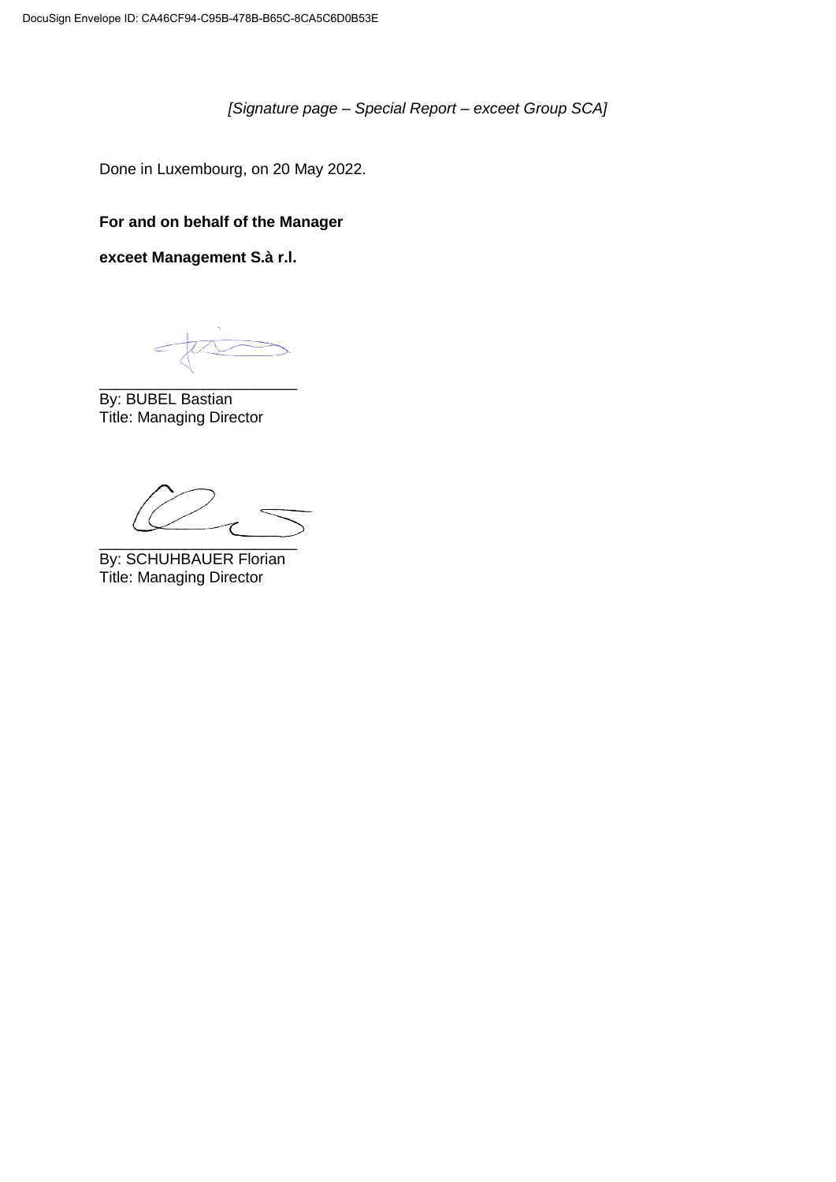DocuSign Envelope ID: CA46CF94-C95B-478B-B65C-8CA5C6D0B53E

*[Signature page – Special Report – exceet Group SCA]*

Done in Luxembourg, on 20 May 2022.

**For and on behalf of the Manager**

**exceet Management S.à r.l.**

_______________________
By: BUBEL Bastian
Title: Managing Director

_______________________
By: SCHUHBAUER Florian
Title: Managing Director